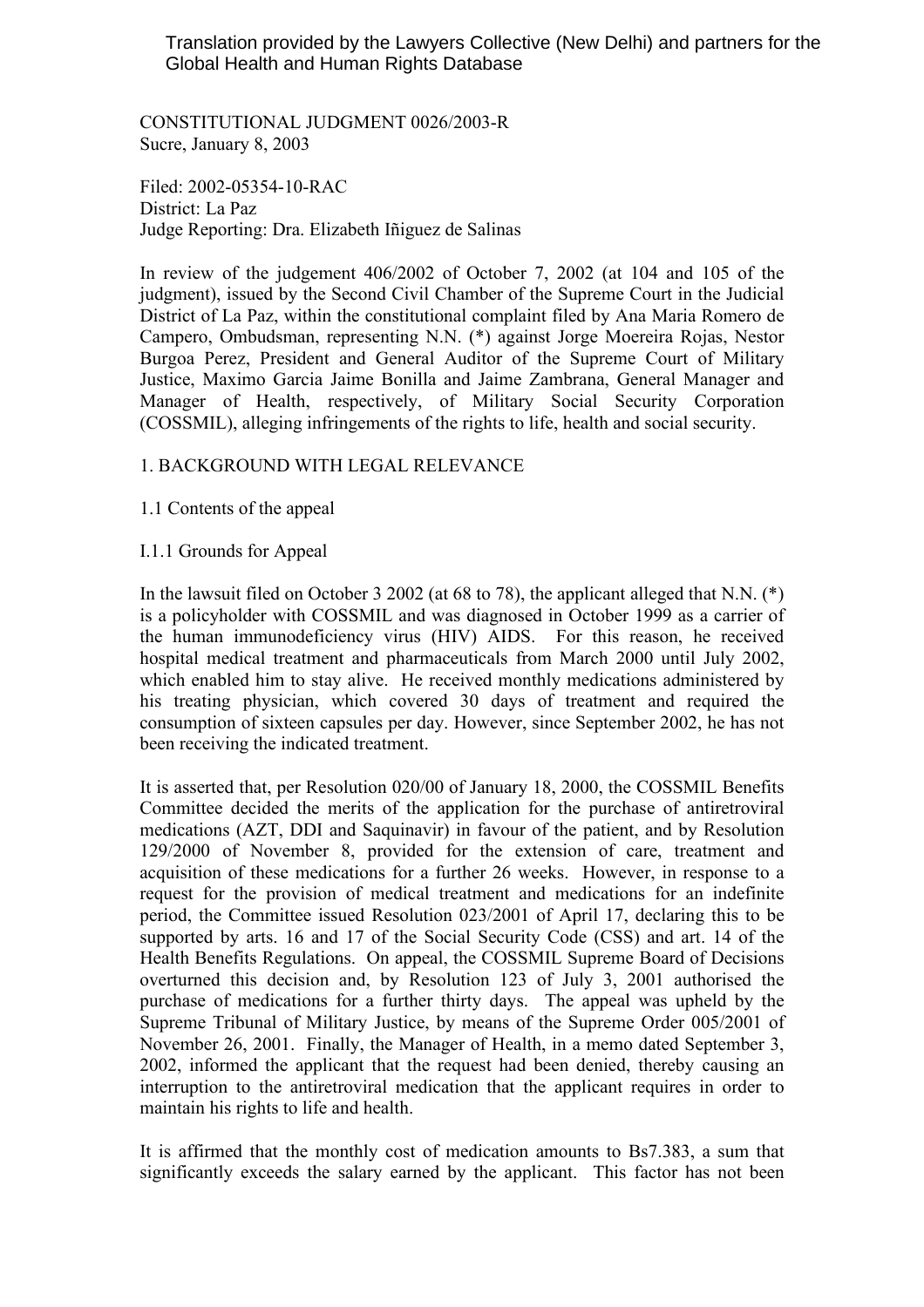Translation provided by the Lawyers Collective (New Delhi) and partners for the Global Health and Human Rights Database

CONSTITUTIONAL JUDGMENT 0026/2003-R
Sucre, January 8, 2003

Filed: 2002-05354-10-RAC
District: La Paz
Judge Reporting: Dra. Elizabeth Iñiguez de Salinas

In review of the judgement 406/2002 of October 7, 2002 (at 104 and 105 of the judgment), issued by the Second Civil Chamber of the Supreme Court in the Judicial District of La Paz, within the constitutional complaint filed by Ana Maria Romero de Campero, Ombudsman, representing N.N. (*) against Jorge Moereira Rojas, Nestor Burgoa Perez, President and General Auditor of the Supreme Court of Military Justice, Maximo Garcia Jaime Bonilla and Jaime Zambrana, General Manager and Manager of Health, respectively, of Military Social Security Corporation (COSSMIL), alleging infringements of the rights to life, health and social security.

## 1. BACKGROUND WITH LEGAL RELEVANCE

### 1.1 Contents of the appeal

#### I.1.1 Grounds for Appeal

In the lawsuit filed on October 3 2002 (at 68 to 78), the applicant alleged that N.N. (*) is a policyholder with COSSMIL and was diagnosed in October 1999 as a carrier of the human immunodeficiency virus (HIV) AIDS. For this reason, he received hospital medical treatment and pharmaceuticals from March 2000 until July 2002, which enabled him to stay alive. He received monthly medications administered by his treating physician, which covered 30 days of treatment and required the consumption of sixteen capsules per day. However, since September 2002, he has not been receiving the indicated treatment.

It is asserted that, per Resolution 020/00 of January 18, 2000, the COSSMIL Benefits Committee decided the merits of the application for the purchase of antiretroviral medications (AZT, DDI and Saquinavir) in favour of the patient, and by Resolution 129/2000 of November 8, provided for the extension of care, treatment and acquisition of these medications for a further 26 weeks. However, in response to a request for the provision of medical treatment and medications for an indefinite period, the Committee issued Resolution 023/2001 of April 17, declaring this to be supported by arts. 16 and 17 of the Social Security Code (CSS) and art. 14 of the Health Benefits Regulations. On appeal, the COSSMIL Supreme Board of Decisions overturned this decision and, by Resolution 123 of July 3, 2001 authorised the purchase of medications for a further thirty days. The appeal was upheld by the Supreme Tribunal of Military Justice, by means of the Supreme Order 005/2001 of November 26, 2001. Finally, the Manager of Health, in a memo dated September 3, 2002, informed the applicant that the request had been denied, thereby causing an interruption to the antiretroviral medication that the applicant requires in order to maintain his rights to life and health.

It is affirmed that the monthly cost of medication amounts to Bs7.383, a sum that significantly exceeds the salary earned by the applicant. This factor has not been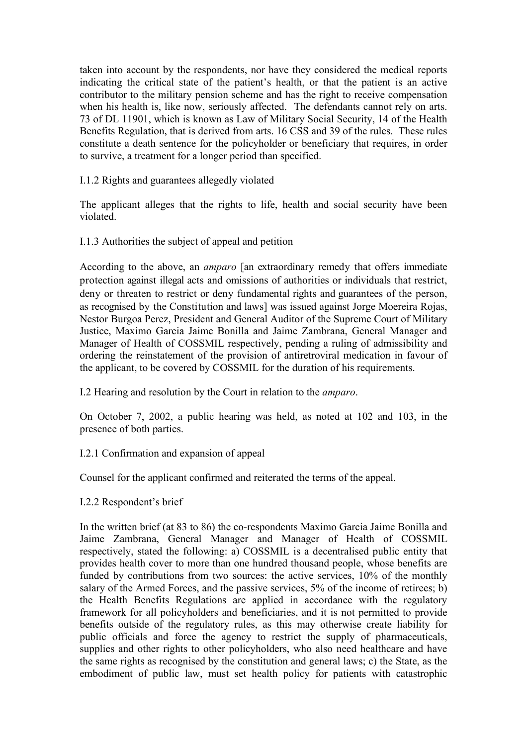taken into account by the respondents, nor have they considered the medical reports indicating the critical state of the patient's health, or that the patient is an active contributor to the military pension scheme and has the right to receive compensation when his health is, like now, seriously affected. The defendants cannot rely on arts. 73 of DL 11901, which is known as Law of Military Social Security, 14 of the Health Benefits Regulation, that is derived from arts. 16 CSS and 39 of the rules. These rules constitute a death sentence for the policyholder or beneficiary that requires, in order to survive, a treatment for a longer period than specified.

I.1.2 Rights and guarantees allegedly violated

The applicant alleges that the rights to life, health and social security have been violated.

I.1.3 Authorities the subject of appeal and petition

According to the above, an *amparo* [an extraordinary remedy that offers immediate protection against illegal acts and omissions of authorities or individuals that restrict, deny or threaten to restrict or deny fundamental rights and guarantees of the person, as recognised by the Constitution and laws] was issued against Jorge Moereira Rojas, Nestor Burgoa Perez, President and General Auditor of the Supreme Court of Military Justice, Maximo Garcia Jaime Bonilla and Jaime Zambrana, General Manager and Manager of Health of COSSMIL respectively, pending a ruling of admissibility and ordering the reinstatement of the provision of antiretroviral medication in favour of the applicant, to be covered by COSSMIL for the duration of his requirements.

I.2 Hearing and resolution by the Court in relation to the *amparo*.

On October 7, 2002, a public hearing was held, as noted at 102 and 103, in the presence of both parties.

I.2.1 Confirmation and expansion of appeal

Counsel for the applicant confirmed and reiterated the terms of the appeal.

I.2.2 Respondent's brief

In the written brief (at 83 to 86) the co-respondents Maximo Garcia Jaime Bonilla and Jaime Zambrana, General Manager and Manager of Health of COSSMIL respectively, stated the following: a) COSSMIL is a decentralised public entity that provides health cover to more than one hundred thousand people, whose benefits are funded by contributions from two sources: the active services, 10% of the monthly salary of the Armed Forces, and the passive services, 5% of the income of retirees; b) the Health Benefits Regulations are applied in accordance with the regulatory framework for all policyholders and beneficiaries, and it is not permitted to provide benefits outside of the regulatory rules, as this may otherwise create liability for public officials and force the agency to restrict the supply of pharmaceuticals, supplies and other rights to other policyholders, who also need healthcare and have the same rights as recognised by the constitution and general laws; c) the State, as the embodiment of public law, must set health policy for patients with catastrophic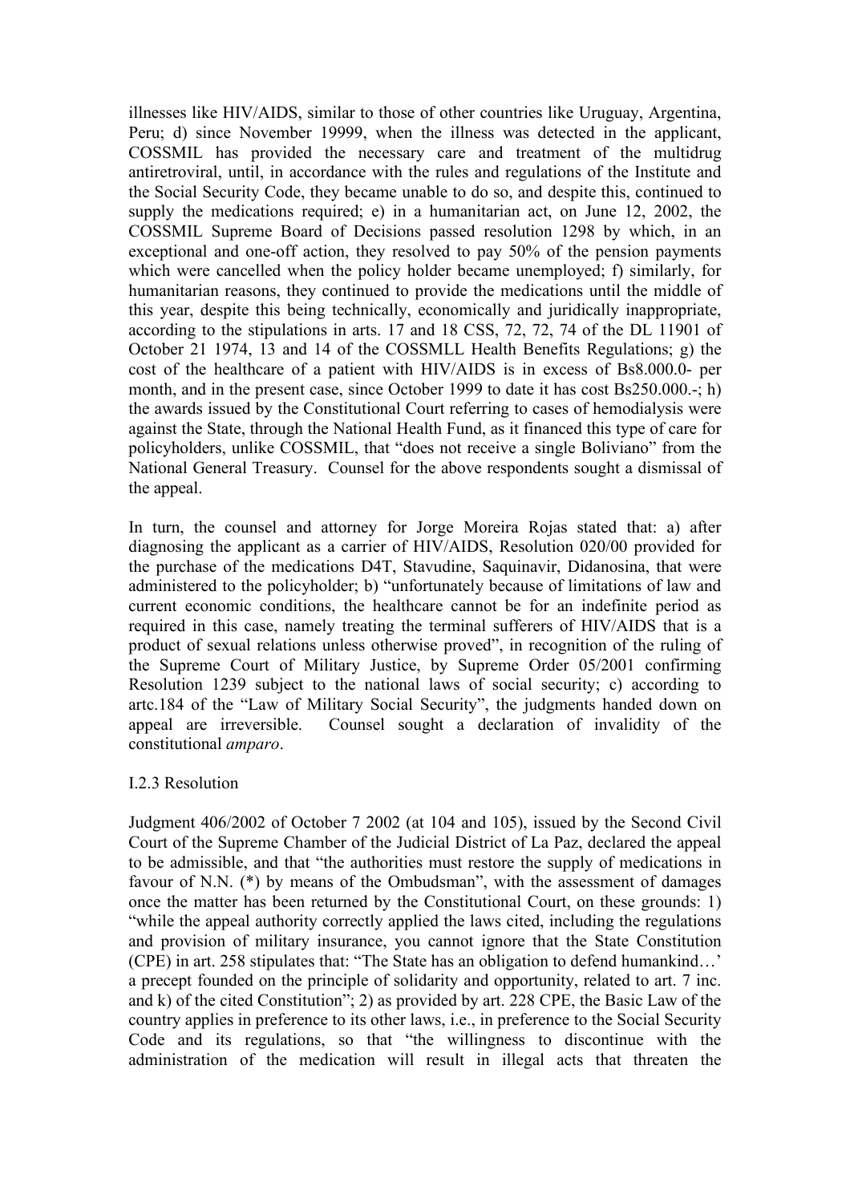illnesses like HIV/AIDS, similar to those of other countries like Uruguay, Argentina, Peru; d) since November 19999, when the illness was detected in the applicant, COSSMIL has provided the necessary care and treatment of the multidrug antiretroviral, until, in accordance with the rules and regulations of the Institute and the Social Security Code, they became unable to do so, and despite this, continued to supply the medications required; e) in a humanitarian act, on June 12, 2002, the COSSMIL Supreme Board of Decisions passed resolution 1298 by which, in an exceptional and one-off action, they resolved to pay 50% of the pension payments which were cancelled when the policy holder became unemployed; f) similarly, for humanitarian reasons, they continued to provide the medications until the middle of this year, despite this being technically, economically and juridically inappropriate, according to the stipulations in arts. 17 and 18 CSS, 72, 72, 74 of the DL 11901 of October 21 1974, 13 and 14 of the COSSMLL Health Benefits Regulations; g) the cost of the healthcare of a patient with HIV/AIDS is in excess of Bs8.000.0- per month, and in the present case, since October 1999 to date it has cost Bs250.000.-; h) the awards issued by the Constitutional Court referring to cases of hemodialysis were against the State, through the National Health Fund, as it financed this type of care for policyholders, unlike COSSMIL, that "does not receive a single Boliviano" from the National General Treasury. Counsel for the above respondents sought a dismissal of the appeal.

In turn, the counsel and attorney for Jorge Moreira Rojas stated that: a) after diagnosing the applicant as a carrier of HIV/AIDS, Resolution 020/00 provided for the purchase of the medications D4T, Stavudine, Saquinavir, Didanosina, that were administered to the policyholder; b) "unfortunately because of limitations of law and current economic conditions, the healthcare cannot be for an indefinite period as required in this case, namely treating the terminal sufferers of HIV/AIDS that is a product of sexual relations unless otherwise proved", in recognition of the ruling of the Supreme Court of Military Justice, by Supreme Order 05/2001 confirming Resolution 1239 subject to the national laws of social security; c) according to artc.184 of the "Law of Military Social Security", the judgments handed down on appeal are irreversible. Counsel sought a declaration of invalidity of the constitutional *amparo*.

I.2.3 Resolution

Judgment 406/2002 of October 7 2002 (at 104 and 105), issued by the Second Civil Court of the Supreme Chamber of the Judicial District of La Paz, declared the appeal to be admissible, and that "the authorities must restore the supply of medications in favour of N.N. (*) by means of the Ombudsman", with the assessment of damages once the matter has been returned by the Constitutional Court, on these grounds: 1) "while the appeal authority correctly applied the laws cited, including the regulations and provision of military insurance, you cannot ignore that the State Constitution (CPE) in art. 258 stipulates that: "The State has an obligation to defend humankind…' a precept founded on the principle of solidarity and opportunity, related to art. 7 inc. and k) of the cited Constitution"; 2) as provided by art. 228 CPE, the Basic Law of the country applies in preference to its other laws, i.e., in preference to the Social Security Code and its regulations, so that "the willingness to discontinue with the administration of the medication will result in illegal acts that threaten the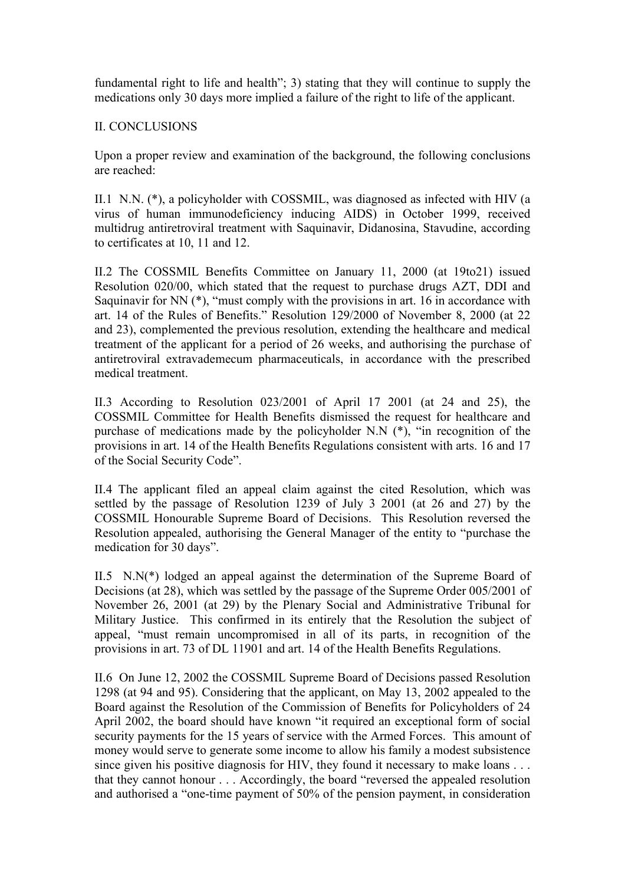fundamental right to life and health"; 3) stating that they will continue to supply the medications only 30 days more implied a failure of the right to life of the applicant.

## II. CONCLUSIONS

Upon a proper review and examination of the background, the following conclusions are reached:

II.1 N.N. (*), a policyholder with COSSMIL, was diagnosed as infected with HIV (a virus of human immunodeficiency inducing AIDS) in October 1999, received multidrug antiretroviral treatment with Saquinavir, Didanosina, Stavudine, according to certificates at 10, 11 and 12.

II.2 The COSSMIL Benefits Committee on January 11, 2000 (at 19to21) issued Resolution 020/00, which stated that the request to purchase drugs AZT, DDI and Saquinavir for NN (*), "must comply with the provisions in art. 16 in accordance with art. 14 of the Rules of Benefits." Resolution 129/2000 of November 8, 2000 (at 22 and 23), complemented the previous resolution, extending the healthcare and medical treatment of the applicant for a period of 26 weeks, and authorising the purchase of antiretroviral extravademecum pharmaceuticals, in accordance with the prescribed medical treatment.

II.3 According to Resolution 023/2001 of April 17 2001 (at 24 and 25), the COSSMIL Committee for Health Benefits dismissed the request for healthcare and purchase of medications made by the policyholder N.N (*), "in recognition of the provisions in art. 14 of the Health Benefits Regulations consistent with arts. 16 and 17 of the Social Security Code".

II.4 The applicant filed an appeal claim against the cited Resolution, which was settled by the passage of Resolution 1239 of July 3 2001 (at 26 and 27) by the COSSMIL Honourable Supreme Board of Decisions. This Resolution reversed the Resolution appealed, authorising the General Manager of the entity to "purchase the medication for 30 days".

II.5 N.N(*) lodged an appeal against the determination of the Supreme Board of Decisions (at 28), which was settled by the passage of the Supreme Order 005/2001 of November 26, 2001 (at 29) by the Plenary Social and Administrative Tribunal for Military Justice. This confirmed in its entirely that the Resolution the subject of appeal, "must remain uncompromised in all of its parts, in recognition of the provisions in art. 73 of DL 11901 and art. 14 of the Health Benefits Regulations.

II.6 On June 12, 2002 the COSSMIL Supreme Board of Decisions passed Resolution 1298 (at 94 and 95). Considering that the applicant, on May 13, 2002 appealed to the Board against the Resolution of the Commission of Benefits for Policyholders of 24 April 2002, the board should have known "it required an exceptional form of social security payments for the 15 years of service with the Armed Forces. This amount of money would serve to generate some income to allow his family a modest subsistence since given his positive diagnosis for HIV, they found it necessary to make loans . . . that they cannot honour . . . Accordingly, the board "reversed the appealed resolution and authorised a "one-time payment of 50% of the pension payment, in consideration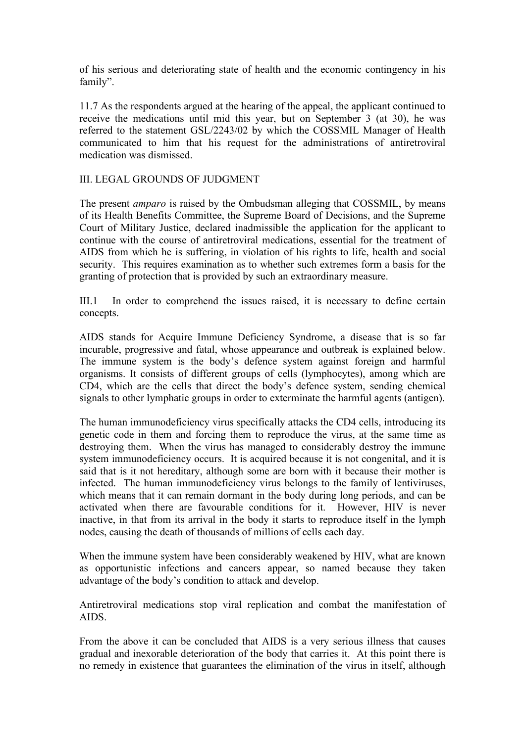of his serious and deteriorating state of health and the economic contingency in his family".

11.7 As the respondents argued at the hearing of the appeal, the applicant continued to receive the medications until mid this year, but on September 3 (at 30), he was referred to the statement GSL/2243/02 by which the COSSMIL Manager of Health communicated to him that his request for the administrations of antiretroviral medication was dismissed.

III. LEGAL GROUNDS OF JUDGMENT

The present *amparo* is raised by the Ombudsman alleging that COSSMIL, by means of its Health Benefits Committee, the Supreme Board of Decisions, and the Supreme Court of Military Justice, declared inadmissible the application for the applicant to continue with the course of antiretroviral medications, essential for the treatment of AIDS from which he is suffering, in violation of his rights to life, health and social security. This requires examination as to whether such extremes form a basis for the granting of protection that is provided by such an extraordinary measure.

III.1 In order to comprehend the issues raised, it is necessary to define certain concepts.

AIDS stands for Acquire Immune Deficiency Syndrome, a disease that is so far incurable, progressive and fatal, whose appearance and outbreak is explained below. The immune system is the body's defence system against foreign and harmful organisms. It consists of different groups of cells (lymphocytes), among which are CD4, which are the cells that direct the body's defence system, sending chemical signals to other lymphatic groups in order to exterminate the harmful agents (antigen).

The human immunodeficiency virus specifically attacks the CD4 cells, introducing its genetic code in them and forcing them to reproduce the virus, at the same time as destroying them. When the virus has managed to considerably destroy the immune system immunodeficiency occurs. It is acquired because it is not congenital, and it is said that is it not hereditary, although some are born with it because their mother is infected. The human immunodeficiency virus belongs to the family of lentiviruses, which means that it can remain dormant in the body during long periods, and can be activated when there are favourable conditions for it. However, HIV is never inactive, in that from its arrival in the body it starts to reproduce itself in the lymph nodes, causing the death of thousands of millions of cells each day.

When the immune system have been considerably weakened by HIV, what are known as opportunistic infections and cancers appear, so named because they taken advantage of the body's condition to attack and develop.

Antiretroviral medications stop viral replication and combat the manifestation of AIDS.

From the above it can be concluded that AIDS is a very serious illness that causes gradual and inexorable deterioration of the body that carries it. At this point there is no remedy in existence that guarantees the elimination of the virus in itself, although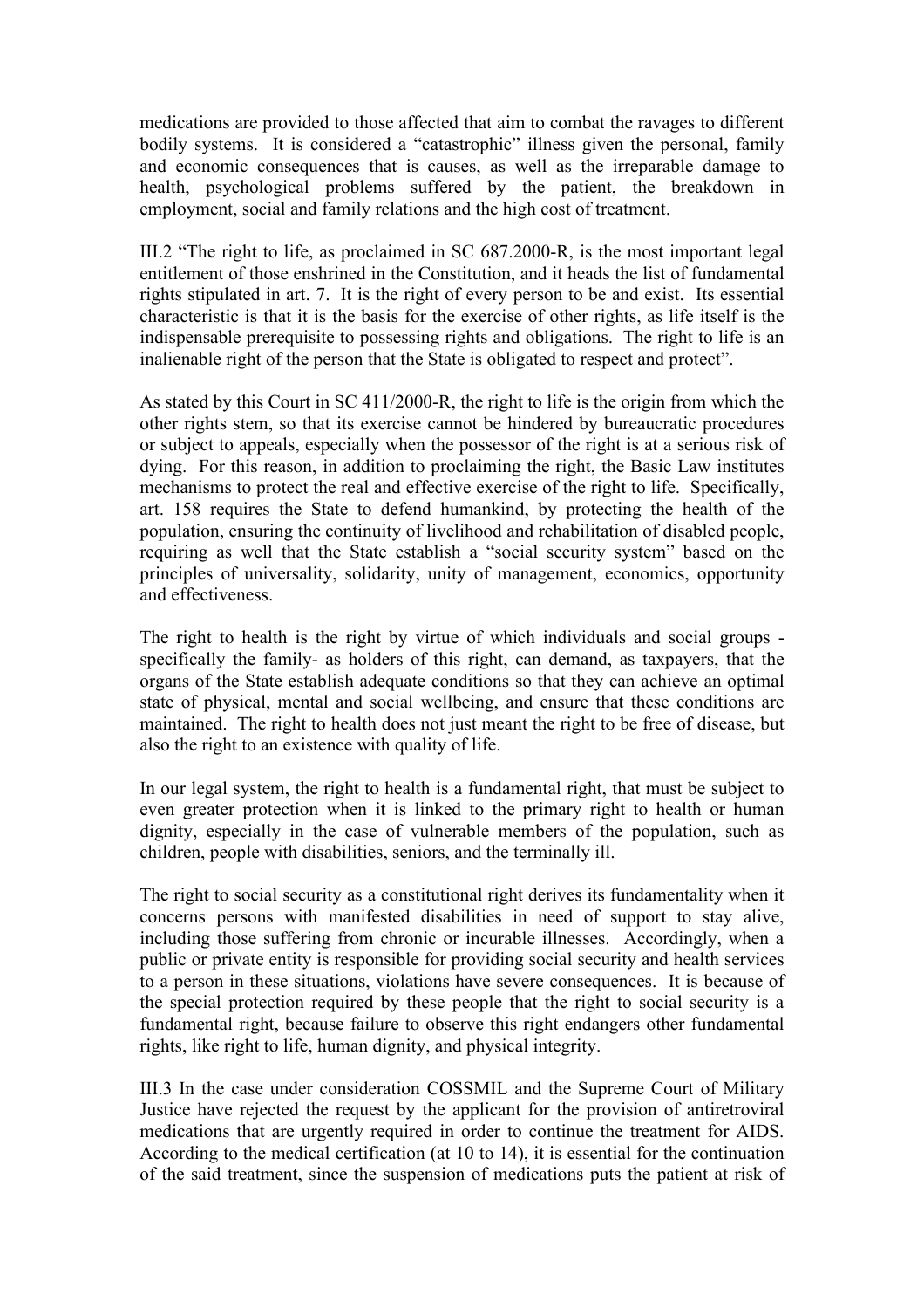medications are provided to those affected that aim to combat the ravages to different bodily systems. It is considered a “catastrophic” illness given the personal, family and economic consequences that is causes, as well as the irreparable damage to health, psychological problems suffered by the patient, the breakdown in employment, social and family relations and the high cost of treatment.

III.2 “The right to life, as proclaimed in SC 687.2000-R, is the most important legal entitlement of those enshrined in the Constitution, and it heads the list of fundamental rights stipulated in art. 7. It is the right of every person to be and exist. Its essential characteristic is that it is the basis for the exercise of other rights, as life itself is the indispensable prerequisite to possessing rights and obligations. The right to life is an inalienable right of the person that the State is obligated to respect and protect”.

As stated by this Court in SC 411/2000-R, the right to life is the origin from which the other rights stem, so that its exercise cannot be hindered by bureaucratic procedures or subject to appeals, especially when the possessor of the right is at a serious risk of dying. For this reason, in addition to proclaiming the right, the Basic Law institutes mechanisms to protect the real and effective exercise of the right to life. Specifically, art. 158 requires the State to defend humankind, by protecting the health of the population, ensuring the continuity of livelihood and rehabilitation of disabled people, requiring as well that the State establish a “social security system” based on the principles of universality, solidarity, unity of management, economics, opportunity and effectiveness.

The right to health is the right by virtue of which individuals and social groups - specifically the family- as holders of this right, can demand, as taxpayers, that the organs of the State establish adequate conditions so that they can achieve an optimal state of physical, mental and social wellbeing, and ensure that these conditions are maintained. The right to health does not just meant the right to be free of disease, but also the right to an existence with quality of life.

In our legal system, the right to health is a fundamental right, that must be subject to even greater protection when it is linked to the primary right to health or human dignity, especially in the case of vulnerable members of the population, such as children, people with disabilities, seniors, and the terminally ill.

The right to social security as a constitutional right derives its fundamentality when it concerns persons with manifested disabilities in need of support to stay alive, including those suffering from chronic or incurable illnesses. Accordingly, when a public or private entity is responsible for providing social security and health services to a person in these situations, violations have severe consequences. It is because of the special protection required by these people that the right to social security is a fundamental right, because failure to observe this right endangers other fundamental rights, like right to life, human dignity, and physical integrity.

III.3 In the case under consideration COSSMIL and the Supreme Court of Military Justice have rejected the request by the applicant for the provision of antiretroviral medications that are urgently required in order to continue the treatment for AIDS. According to the medical certification (at 10 to 14), it is essential for the continuation of the said treatment, since the suspension of medications puts the patient at risk of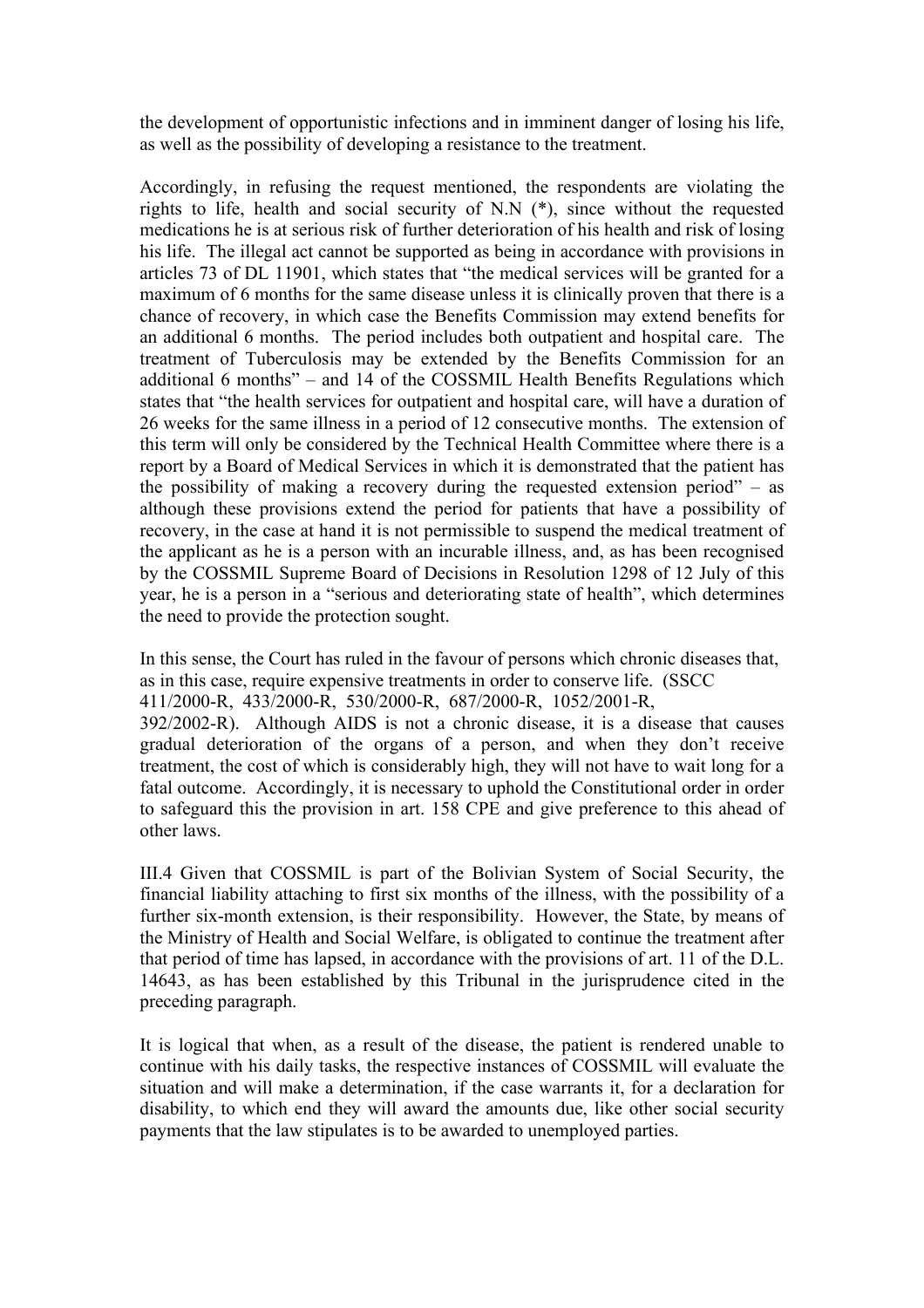the development of opportunistic infections and in imminent danger of losing his life, as well as the possibility of developing a resistance to the treatment.

Accordingly, in refusing the request mentioned, the respondents are violating the rights to life, health and social security of N.N (*), since without the requested medications he is at serious risk of further deterioration of his health and risk of losing his life. The illegal act cannot be supported as being in accordance with provisions in articles 73 of DL 11901, which states that "the medical services will be granted for a maximum of 6 months for the same disease unless it is clinically proven that there is a chance of recovery, in which case the Benefits Commission may extend benefits for an additional 6 months. The period includes both outpatient and hospital care. The treatment of Tuberculosis may be extended by the Benefits Commission for an additional 6 months" – and 14 of the COSSMIL Health Benefits Regulations which states that "the health services for outpatient and hospital care, will have a duration of 26 weeks for the same illness in a period of 12 consecutive months. The extension of this term will only be considered by the Technical Health Committee where there is a report by a Board of Medical Services in which it is demonstrated that the patient has the possibility of making a recovery during the requested extension period" – as although these provisions extend the period for patients that have a possibility of recovery, in the case at hand it is not permissible to suspend the medical treatment of the applicant as he is a person with an incurable illness, and, as has been recognised by the COSSMIL Supreme Board of Decisions in Resolution 1298 of 12 July of this year, he is a person in a "serious and deteriorating state of health", which determines the need to provide the protection sought.

In this sense, the Court has ruled in the favour of persons which chronic diseases that, as in this case, require expensive treatments in order to conserve life. (SSCC 411/2000-R, 433/2000-R, 530/2000-R, 687/2000-R, 1052/2001-R, 392/2002-R). Although AIDS is not a chronic disease, it is a disease that causes gradual deterioration of the organs of a person, and when they don't receive treatment, the cost of which is considerably high, they will not have to wait long for a fatal outcome. Accordingly, it is necessary to uphold the Constitutional order in order to safeguard this the provision in art. 158 CPE and give preference to this ahead of other laws.

III.4 Given that COSSMIL is part of the Bolivian System of Social Security, the financial liability attaching to first six months of the illness, with the possibility of a further six-month extension, is their responsibility. However, the State, by means of the Ministry of Health and Social Welfare, is obligated to continue the treatment after that period of time has lapsed, in accordance with the provisions of art. 11 of the D.L. 14643, as has been established by this Tribunal in the jurisprudence cited in the preceding paragraph.

It is logical that when, as a result of the disease, the patient is rendered unable to continue with his daily tasks, the respective instances of COSSMIL will evaluate the situation and will make a determination, if the case warrants it, for a declaration for disability, to which end they will award the amounts due, like other social security payments that the law stipulates is to be awarded to unemployed parties.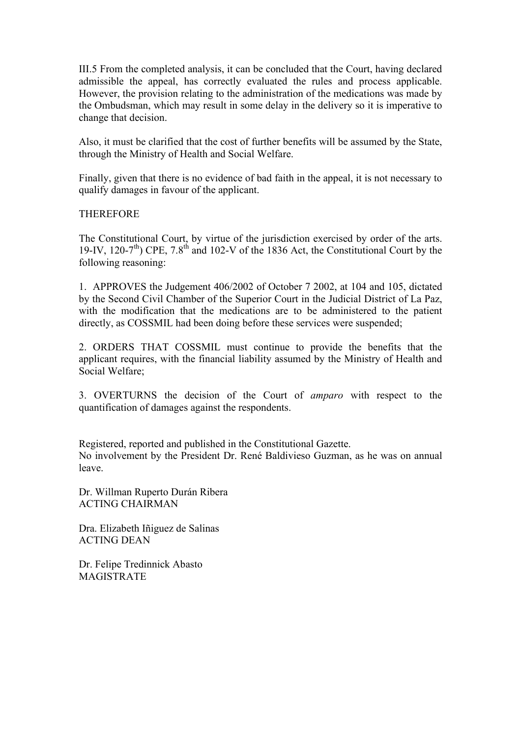III.5 From the completed analysis, it can be concluded that the Court, having declared admissible the appeal, has correctly evaluated the rules and process applicable. However, the provision relating to the administration of the medications was made by the Ombudsman, which may result in some delay in the delivery so it is imperative to change that decision.

Also, it must be clarified that the cost of further benefits will be assumed by the State, through the Ministry of Health and Social Welfare.

Finally, given that there is no evidence of bad faith in the appeal, it is not necessary to qualify damages in favour of the applicant.

THEREFORE

The Constitutional Court, by virtue of the jurisdiction exercised by order of the arts. 19-IV, 120-7th) CPE, 7.8th and 102-V of the 1836 Act, the Constitutional Court by the following reasoning:

1. APPROVES the Judgement 406/2002 of October 7 2002, at 104 and 105, dictated by the Second Civil Chamber of the Superior Court in the Judicial District of La Paz, with the modification that the medications are to be administered to the patient directly, as COSSMIL had been doing before these services were suspended;

2. ORDERS THAT COSSMIL must continue to provide the benefits that the applicant requires, with the financial liability assumed by the Ministry of Health and Social Welfare;

3. OVERTURNS the decision of the Court of *amparo* with respect to the quantification of damages against the respondents.

Registered, reported and published in the Constitutional Gazette.
No involvement by the President Dr. René Baldivieso Guzman, as he was on annual leave.

Dr. Willman Ruperto Durán Ribera
ACTING CHAIRMAN

Dra. Elizabeth Iñiguez de Salinas
ACTING DEAN

Dr. Felipe Tredinnick Abasto
MAGISTRATE